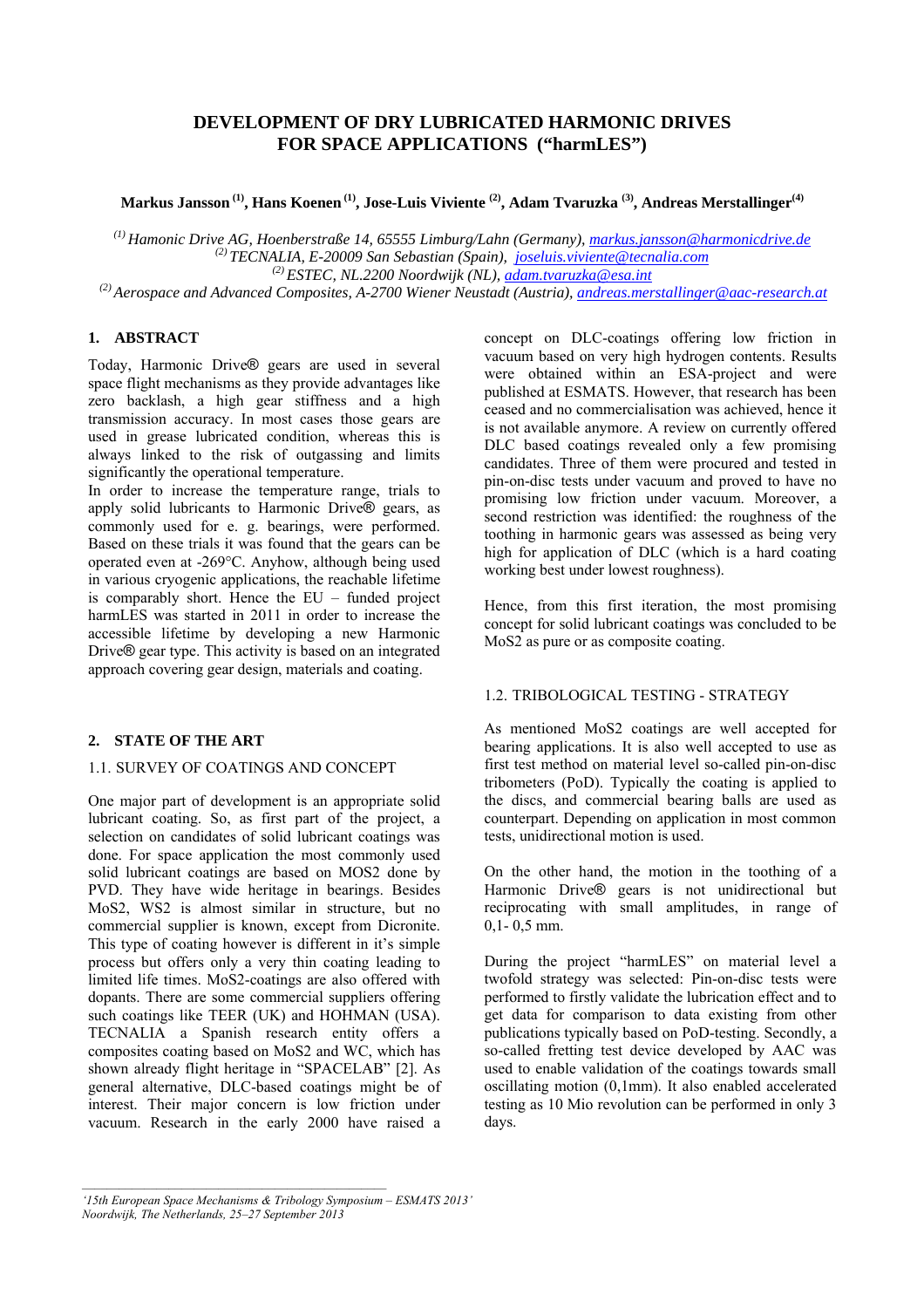# DEVELOPMENT OF DRY LUBRICATED HARMONIC DRIVES FOR SPACE APPLICATIONS ("harmLES")

**Markus Jansson [(1)], Hans Koenen [(1)], Jose-Luis Viviente [(2)], Adam Tvaruzka [(3)], Andreas Merstallinger[(4)]**

*[(1)] Hamonic Drive AG, Hoenberstraße 14, 65555 Limburg/Lahn (Germany), markus.jansson@harmonicdrive.de*
*[(2)] TECNALIA, E-20009 San Sebastian (Spain), joseluis.viviente@tecnalia.com*
*[(2)] ESTEC, NL.2200 Noordwijk (NL), adam.tvaruzka@esa.int*
*[(2)] Aerospace and Advanced Composites, A-2700 Wiener Neustadt (Austria), andreas.merstallinger@aac-research.at*

## 1. ABSTRACT

Today, Harmonic Drive® gears are used in several space flight mechanisms as they provide advantages like zero backlash, a high gear stiffness and a high transmission accuracy. In most cases those gears are used in grease lubricated condition, whereas this is always linked to the risk of outgassing and limits significantly the operational temperature.
In order to increase the temperature range, trials to apply solid lubricants to Harmonic Drive® gears, as commonly used for e. g. bearings, were performed. Based on these trials it was found that the gears can be operated even at -269°C. Anyhow, although being used in various cryogenic applications, the reachable lifetime is comparably short. Hence the EU – funded project harmLES was started in 2011 in order to increase the accessible lifetime by developing a new Harmonic Drive® gear type. This activity is based on an integrated approach covering gear design, materials and coating.

## 2. STATE OF THE ART

### 1.1. SURVEY OF COATINGS AND CONCEPT

One major part of development is an appropriate solid lubricant coating. So, as first part of the project, a selection on candidates of solid lubricant coatings was done. For space application the most commonly used solid lubricant coatings are based on MOS2 done by PVD. They have wide heritage in bearings. Besides MoS2, WS2 is almost similar in structure, but no commercial supplier is known, except from Dicronite. This type of coating however is different in it's simple process but offers only a very thin coating leading to limited life times. MoS2-coatings are also offered with dopants. There are some commercial suppliers offering such coatings like TEER (UK) and HOHMAN (USA). TECNALIA a Spanish research entity offers a composites coating based on MoS2 and WC, which has shown already flight heritage in "SPACELAB" [2]. As general alternative, DLC-based coatings might be of interest. Their major concern is low friction under vacuum. Research in the early 2000 have raised a concept on DLC-coatings offering low friction in vacuum based on very high hydrogen contents. Results were obtained within an ESA-project and were published at ESMATS. However, that research has been ceased and no commercialisation was achieved, hence it is not available anymore. A review on currently offered DLC based coatings revealed only a few promising candidates. Three of them were procured and tested in pin-on-disc tests under vacuum and proved to have no promising low friction under vacuum. Moreover, a second restriction was identified: the roughness of the toothing in harmonic gears was assessed as being very high for application of DLC (which is a hard coating working best under lowest roughness).

Hence, from this first iteration, the most promising concept for solid lubricant coatings was concluded to be MoS2 as pure or as composite coating.

### 1.2. TRIBOLOGICAL TESTING - STRATEGY

As mentioned MoS2 coatings are well accepted for bearing applications. It is also well accepted to use as first test method on material level so-called pin-on-disc tribometers (PoD). Typically the coating is applied to the discs, and commercial bearing balls are used as counterpart. Depending on application in most common tests, unidirectional motion is used.

On the other hand, the motion in the toothing of a Harmonic Drive® gears is not unidirectional but reciprocating with small amplitudes, in range of 0,1- 0,5 mm.

During the project "harmLES" on material level a twofold strategy was selected: Pin-on-disc tests were performed to firstly validate the lubrication effect and to get data for comparison to data existing from other publications typically based on PoD-testing. Secondly, a so-called fretting test device developed by AAC was used to enable validation of the coatings towards small oscillating motion (0,1mm). It also enabled accelerated testing as 10 Mio revolution can be performed in only 3 days.

*'15th European Space Mechanisms & Tribology Symposium – ESMATS 2013'*
*Noordwijk, The Netherlands, 25–27 September 2013*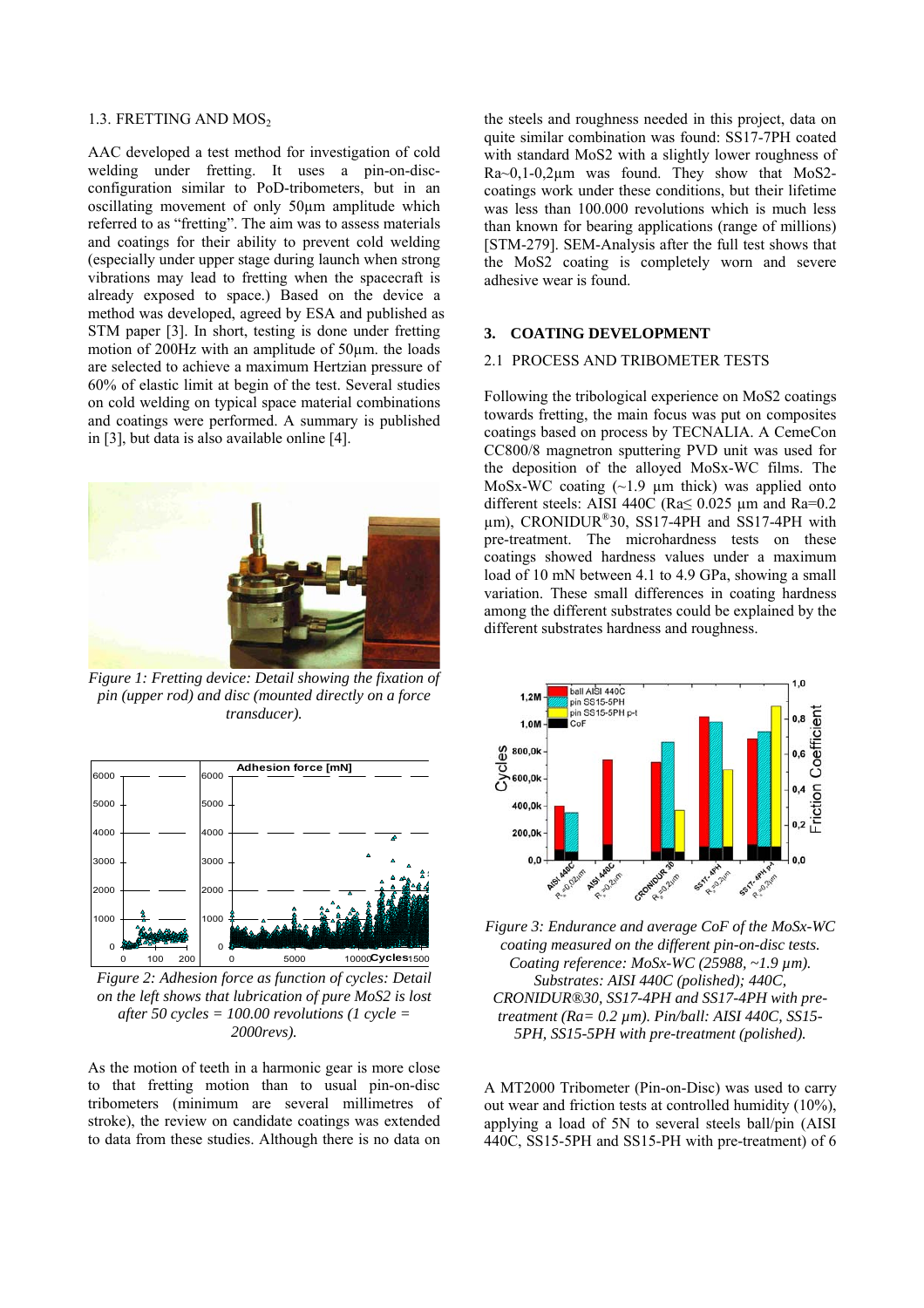### 1.3. FRETTING AND $MOS_2$

AAC developed a test method for investigation of cold welding under fretting. It uses a pin-on-disc-configuration similar to PoD-tribometers, but in an oscillating movement of only 50µm amplitude which referred to as "fretting". The aim was to assess materials and coatings for their ability to prevent cold welding (especially under upper stage during launch when strong vibrations may lead to fretting when the spacecraft is already exposed to space.) Based on the device a method was developed, agreed by ESA and published as STM paper [3]. In short, testing is done under fretting motion of 200Hz with an amplitude of 50µm. the loads are selected to achieve a maximum Hertzian pressure of 60% of elastic limit at begin of the test. Several studies on cold welding on typical space material combinations and coatings were performed. A summary is published in [3], but data is also available online [4].

*Figure 1: Fretting device: Detail showing the fixation of pin (upper rod) and disc (mounted directly on a force transducer).*

*Figure 2: Adhesion force as function of cycles: Detail on the left shows that lubrication of pure MoS2 is lost after 50 cycles = 100.00 revolutions (1 cycle = 2000revs).*

As the motion of teeth in a harmonic gear is more close to that fretting motion than to usual pin-on-disc tribometers (minimum are several millimetres of stroke), the review on candidate coatings was extended to data from these studies. Although there is no data on the steels and roughness needed in this project, data on quite similar combination was found: SS17-7PH coated with standard MoS2 with a slightly lower roughness of Ra~0,1-0,2µm was found. They show that MoS2-coatings work under these conditions, but their lifetime was less than 100.000 revolutions which is much less than known for bearing applications (range of millions) [STM-279]. SEM-Analysis after the full test shows that the MoS2 coating is completely worn and severe adhesive wear is found.

## 3. COATING DEVELOPMENT

### 2.1 PROCESS AND TRIBOMETER TESTS

Following the tribological experience on MoS2 coatings towards fretting, the main focus was put on composites coatings based on process by TECNALIA. A CemeCon CC800/8 magnetron sputtering PVD unit was used for the deposition of the alloyed MoSx-WC films. The MoSx-WC coating (~1.9 µm thick) was applied onto different steels: AISI 440C (Ra≤ 0.025 µm and Ra=0.2 µm), CRONIDUR®30, SS17-4PH and SS17-4PH with pre-treatment. The microhardness tests on these coatings showed hardness values under a maximum load of 10 mN between 4.1 to 4.9 GPa, showing a small variation. These small differences in coating hardness among the different substrates could be explained by the different substrates hardness and roughness.

*Figure 3: Endurance and average CoF of the MoSx-WC coating measured on the different pin-on-disc tests. Coating reference: MoSx-WC (25988, ~1.9 µm). Substrates: AISI 440C (polished); 440C, CRONIDUR®30, SS17-4PH and SS17-4PH with pre-treatment (Ra= 0.2 µm). Pin/ball: AISI 440C, SS15-5PH, SS15-5PH with pre-treatment (polished).*

A MT2000 Tribometer (Pin-on-Disc) was used to carry out wear and friction tests at controlled humidity (10%), applying a load of 5N to several steels ball/pin (AISI 440C, SS15-5PH and SS15-PH with pre-treatment) of 6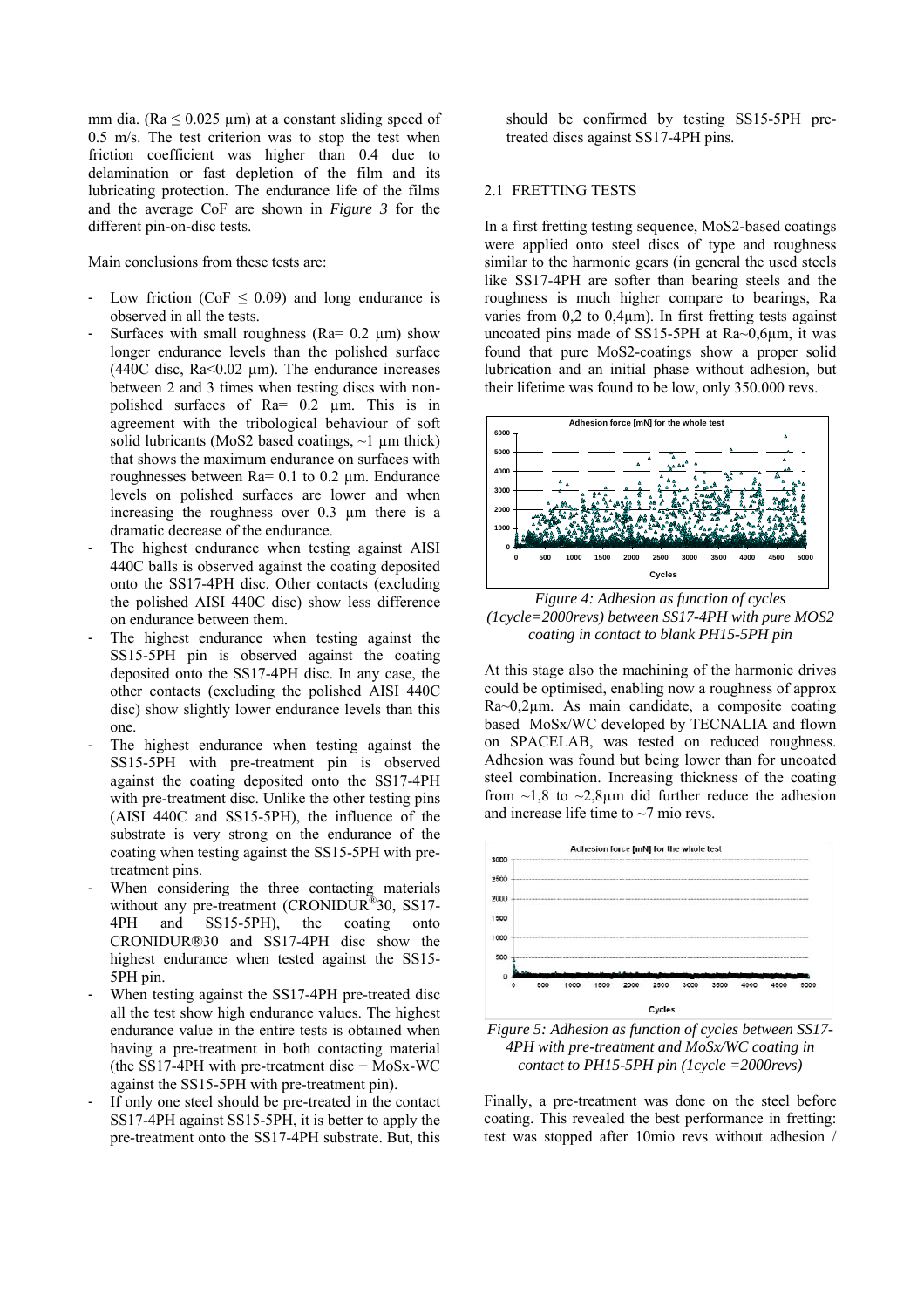mm dia. (Ra ≤ 0.025 µm) at a constant sliding speed of 0.5 m/s. The test criterion was to stop the test when friction coefficient was higher than 0.4 due to delamination or fast depletion of the film and its lubricating protection. The endurance life of the films and the average CoF are shown in *Figure 3* for the different pin-on-disc tests.

Main conclusions from these tests are:

- Low friction (CoF ≤ 0.09) and long endurance is observed in all the tests.
- Surfaces with small roughness (Ra= 0.2 µm) show longer endurance levels than the polished surface (440C disc, Ra<0.02 µm). The endurance increases between 2 and 3 times when testing discs with non-polished surfaces of Ra= 0.2 µm. This is in agreement with the tribological behaviour of soft solid lubricants ($MoS_2$ based coatings, ~1 µm thick) that shows the maximum endurance on surfaces with roughnesses between Ra= 0.1 to 0.2 µm. Endurance levels on polished surfaces are lower and when increasing the roughness over 0.3 µm there is a dramatic decrease of the endurance.
- The highest endurance when testing against AISI 440C balls is observed against the coating deposited onto the SS17-4PH disc. Other contacts (excluding the polished AISI 440C disc) show less difference on endurance between them.
- The highest endurance when testing against the SS15-5PH pin is observed against the coating deposited onto the SS17-4PH disc. In any case, the other contacts (excluding the polished AISI 440C disc) show slightly lower endurance levels than this one.
- The highest endurance when testing against the SS15-5PH with pre-treatment pin is observed against the coating deposited onto the SS17-4PH with pre-treatment disc. Unlike the other testing pins (AISI 440C and SS15-5PH), the influence of the substrate is very strong on the endurance of the coating when testing against the SS15-5PH with pre-treatment pins.
- When considering the three contacting materials without any pre-treatment (CRONIDUR®30, SS17-4PH and SS15-5PH), the coating onto CRONIDUR®30 and SS17-4PH disc show the highest endurance when tested against the SS15-5PH pin.
- When testing against the SS17-4PH pre-treated disc all the test show high endurance values. The highest endurance value in the entire tests is obtained when having a pre-treatment in both contacting material (the SS17-4PH with pre-treatment disc + MoSx-WC against the SS15-5PH with pre-treatment pin).
- If only one steel should be pre-treated in the contact SS17-4PH against SS15-5PH, it is better to apply the pre-treatment onto the SS17-4PH substrate. But, this should be confirmed by testing SS15-5PH pre-treated discs against SS17-4PH pins.

## 2.1 FRETTING TESTS

In a first fretting testing sequence, $MoS_2$-based coatings were applied onto steel discs of type and roughness similar to the harmonic gears (in general the used steels like SS17-4PH are softer than bearing steels and the roughness is much higher compare to bearings, Ra varies from 0,2 to 0,4µm). In first fretting tests against uncoated pins made of SS15-5PH at Ra~0,6µm, it was found that pure $MoS_2$-coatings show a proper solid lubrication and an initial phase without adhesion, but their lifetime was found to be low, only 350.000 revs.

*Figure 4: Adhesion as function of cycles (1cycle=2000revs) between SS17-4PH with pure MOS2 coating in contact to blank PH15-5PH pin*

At this stage also the machining of the harmonic drives could be optimised, enabling now a roughness of approx Ra~0,2µm. As main candidate, a composite coating based MoSx/WC developed by TECNALIA and flown on SPACELAB, was tested on reduced roughness. Adhesion was found but being lower than for uncoated steel combination. Increasing thickness of the coating from ~1,8 to ~2,8µm did further reduce the adhesion and increase life time to ~7 mio revs.

*Figure 5: Adhesion as function of cycles between SS17-4PH with pre-treatment and MoSx/WC coating in contact to PH15-5PH pin (1cycle =2000revs)*

Finally, a pre-treatment was done on the steel before coating. This revealed the best performance in fretting: test was stopped after 10mio revs without adhesion /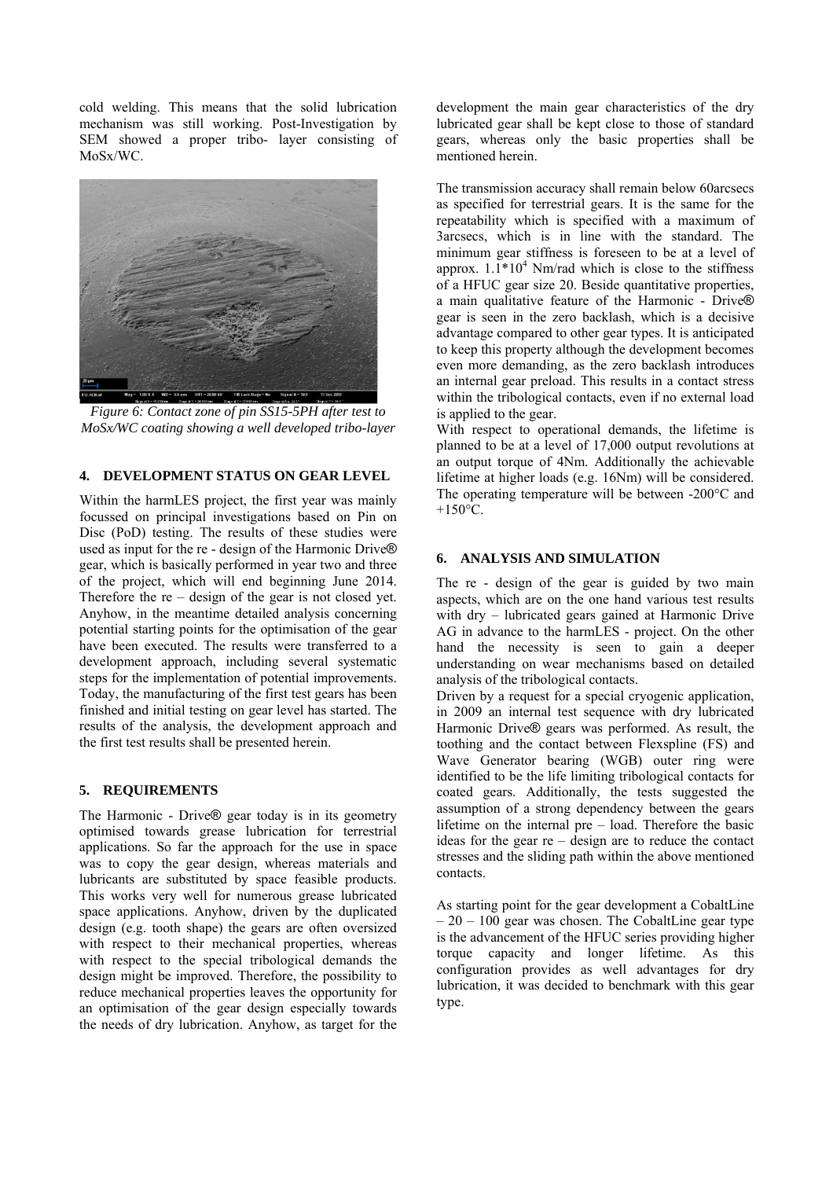cold welding. This means that the solid lubrication mechanism was still working. Post-Investigation by SEM showed a proper tribo- layer consisting of MoSx/WC.

*Figure 6: Contact zone of pin SS15-5PH after test to MoSx/WC coating showing a well developed tribo-layer*

## 4. DEVELOPMENT STATUS ON GEAR LEVEL

Within the harmLES project, the first year was mainly focussed on principal investigations based on Pin on Disc (PoD) testing. The results of these studies were used as input for the re - design of the Harmonic Drive® gear, which is basically performed in year two and three of the project, which will end beginning June 2014. Therefore the re – design of the gear is not closed yet. Anyhow, in the meantime detailed analysis concerning potential starting points for the optimisation of the gear have been executed. The results were transferred to a development approach, including several systematic steps for the implementation of potential improvements. Today, the manufacturing of the first test gears has been finished and initial testing on gear level has started. The results of the analysis, the development approach and the first test results shall be presented herein.

## 5. REQUIREMENTS

The Harmonic - Drive® gear today is in its geometry optimised towards grease lubrication for terrestrial applications. So far the approach for the use in space was to copy the gear design, whereas materials and lubricants are substituted by space feasible products. This works very well for numerous grease lubricated space applications. Anyhow, driven by the duplicated design (e.g. tooth shape) the gears are often oversized with respect to their mechanical properties, whereas with respect to the special tribological demands the design might be improved. Therefore, the possibility to reduce mechanical properties leaves the opportunity for an optimisation of the gear design especially towards the needs of dry lubrication. Anyhow, as target for the development the main gear characteristics of the dry lubricated gear shall be kept close to those of standard gears, whereas only the basic properties shall be mentioned herein.

The transmission accuracy shall remain below 60arcsecs as specified for terrestrial gears. It is the same for the repeatability which is specified with a maximum of 3arcsecs, which is in line with the standard. The minimum gear stiffness is foreseen to be at a level of approx. $1.1*10^4$ Nm/rad which is close to the stiffness of a HFUC gear size 20. Beside quantitative properties, a main qualitative feature of the Harmonic - Drive® gear is seen in the zero backlash, which is a decisive advantage compared to other gear types. It is anticipated to keep this property although the development becomes even more demanding, as the zero backlash introduces an internal gear preload. This results in a contact stress within the tribological contacts, even if no external load is applied to the gear.

With respect to operational demands, the lifetime is planned to be at a level of 17,000 output revolutions at an output torque of 4Nm. Additionally the achievable lifetime at higher loads (e.g. 16Nm) will be considered. The operating temperature will be between -200°C and +150°C.

## 6. ANALYSIS AND SIMULATION

The re - design of the gear is guided by two main aspects, which are on the one hand various test results with dry – lubricated gears gained at Harmonic Drive AG in advance to the harmLES - project. On the other hand the necessity is seen to gain a deeper understanding on wear mechanisms based on detailed analysis of the tribological contacts.

Driven by a request for a special cryogenic application, in 2009 an internal test sequence with dry lubricated Harmonic Drive® gears was performed. As result, the toothing and the contact between Flexspline (FS) and Wave Generator bearing (WGB) outer ring were identified to be the life limiting tribological contacts for coated gears. Additionally, the tests suggested the assumption of a strong dependency between the gears lifetime on the internal pre – load. Therefore the basic ideas for the gear re – design are to reduce the contact stresses and the sliding path within the above mentioned contacts.

As starting point for the gear development a CobaltLine – 20 – 100 gear was chosen. The CobaltLine gear type is the advancement of the HFUC series providing higher torque capacity and longer lifetime. As this configuration provides as well advantages for dry lubrication, it was decided to benchmark with this gear type.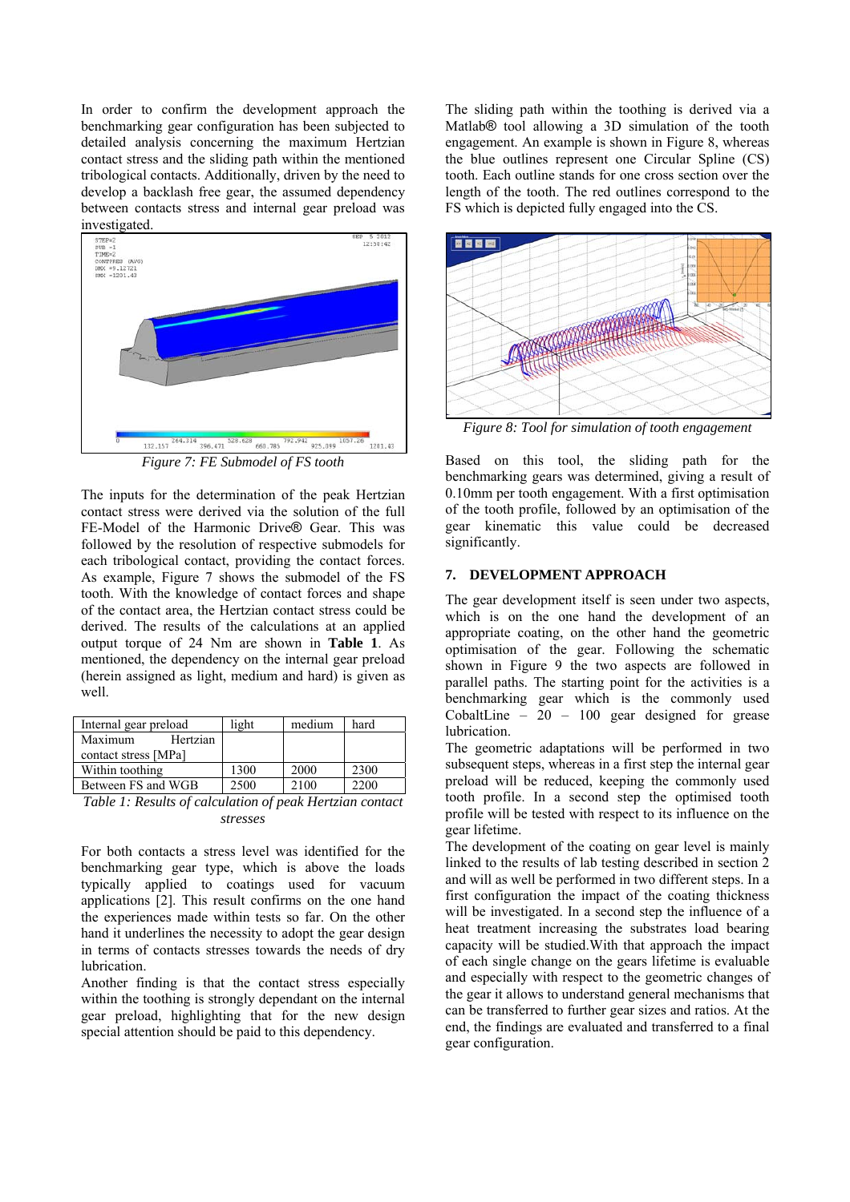In order to confirm the development approach the benchmarking gear configuration has been subjected to detailed analysis concerning the maximum Hertzian contact stress and the sliding path within the mentioned tribological contacts. Additionally, driven by the need to develop a backlash free gear, the assumed dependency between contacts stress and internal gear preload was investigated.

*Figure 7: FE Submodel of FS tooth*

The inputs for the determination of the peak Hertzian contact stress were derived via the solution of the full FE-Model of the Harmonic Drive® Gear. This was followed by the resolution of respective submodels for each tribological contact, providing the contact forces. As example, Figure 7 shows the submodel of the FS tooth. With the knowledge of contact forces and shape of the contact area, the Hertzian contact stress could be derived. The results of the calculations at an applied output torque of 24 Nm are shown in **Table 1**. As mentioned, the dependency on the internal gear preload (herein assigned as light, medium and hard) is given as well.

| Internal gear preload | light | medium | hard |
| --- | --- | --- | --- |
| Maximum Hertzian contact stress [MPa] | | | |
| Within toothing | 1300 | 2000 | 2300 |
| Between FS and WGB | 2500 | 2100 | 2200 |

*Table 1: Results of calculation of peak Hertzian contact stresses*

For both contacts a stress level was identified for the benchmarking gear type, which is above the loads typically applied to coatings used for vacuum applications [2]. This result confirms on the one hand the experiences made within tests so far. On the other hand it underlines the necessity to adopt the gear design in terms of contacts stresses towards the needs of dry lubrication.

Another finding is that the contact stress especially within the toothing is strongly dependant on the internal gear preload, highlighting that for the new design special attention should be paid to this dependency.

The sliding path within the toothing is derived via a Matlab® tool allowing a 3D simulation of the tooth engagement. An example is shown in Figure 8, whereas the blue outlines represent one Circular Spline (CS) tooth. Each outline stands for one cross section over the length of the tooth. The red outlines correspond to the FS which is depicted fully engaged into the CS.

*Figure 8: Tool for simulation of tooth engagement*

Based on this tool, the sliding path for the benchmarking gears was determined, giving a result of 0.10mm per tooth engagement. With a first optimisation of the tooth profile, followed by an optimisation of the gear kinematic this value could be decreased significantly.

## 7. DEVELOPMENT APPROACH

The gear development itself is seen under two aspects, which is on the one hand the development of an appropriate coating, on the other hand the geometric optimisation of the gear. Following the schematic shown in Figure 9 the two aspects are followed in parallel paths. The starting point for the activities is a benchmarking gear which is the commonly used CobaltLine – 20 – 100 gear designed for grease lubrication.

The geometric adaptations will be performed in two subsequent steps, whereas in a first step the internal gear preload will be reduced, keeping the commonly used tooth profile. In a second step the optimised tooth profile will be tested with respect to its influence on the gear lifetime.

The development of the coating on gear level is mainly linked to the results of lab testing described in section 2 and will as well be performed in two different steps. In a first configuration the impact of the coating thickness will be investigated. In a second step the influence of a heat treatment increasing the substrates load bearing capacity will be studied.With that approach the impact of each single change on the gears lifetime is evaluable and especially with respect to the geometric changes of the gear it allows to understand general mechanisms that can be transferred to further gear sizes and ratios. At the end, the findings are evaluated and transferred to a final gear configuration.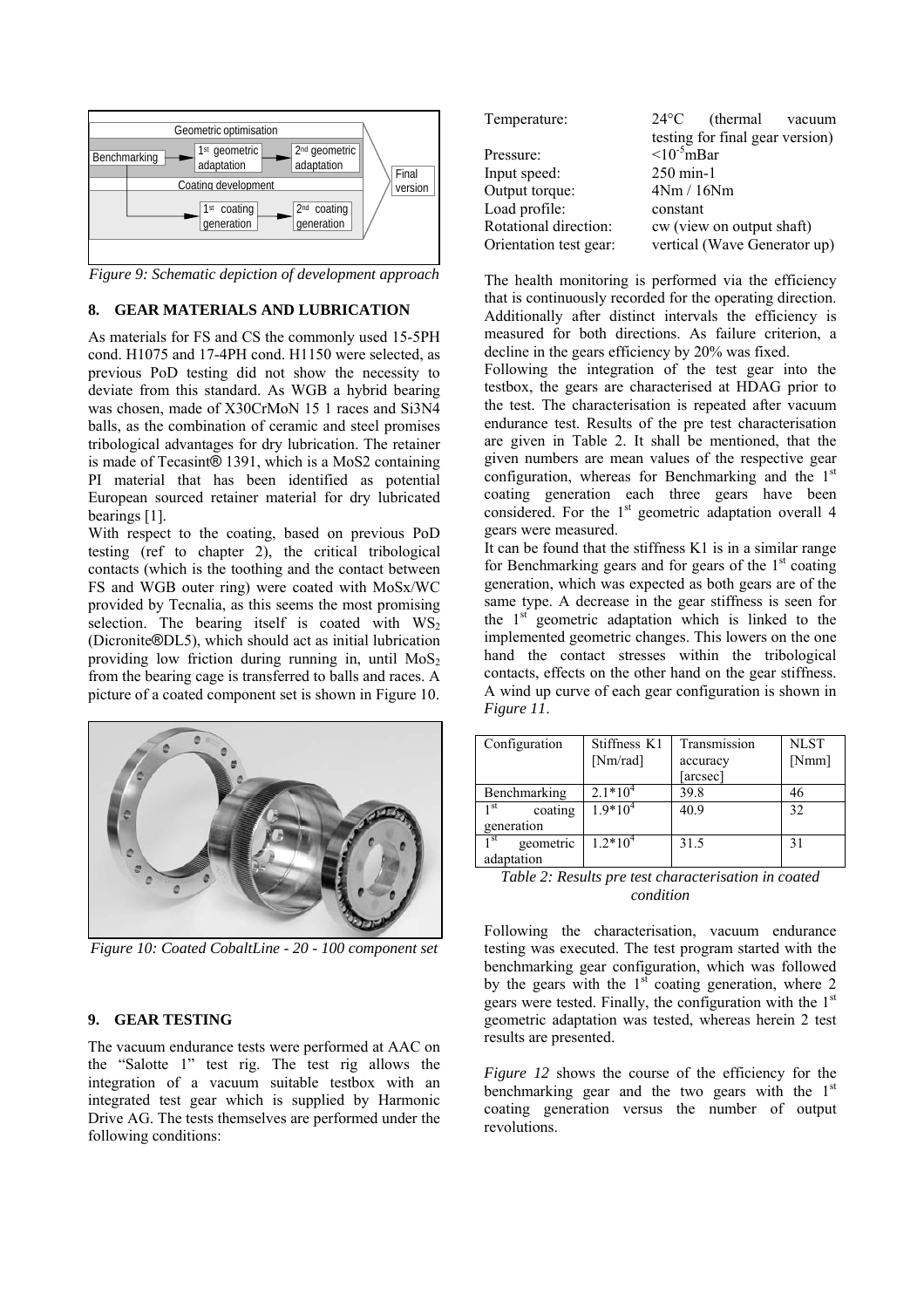Figure 9: Schematic depiction of development approach

## 8. GEAR MATERIALS AND LUBRICATION

As materials for FS and CS the commonly used 15-5PH cond. H1075 and 17-4PH cond. H1150 were selected, as previous PoD testing did not show the necessity to deviate from this standard. As WGB a hybrid bearing was chosen, made of X30CrMoN 15 1 races and Si3N4 balls, as the combination of ceramic and steel promises tribological advantages for dry lubrication. The retainer is made of Tecasint® 1391, which is a MoS2 containing PI material that has been identified as potential European sourced retainer material for dry lubricated bearings [1].

With respect to the coating, based on previous PoD testing (ref to chapter 2), the critical tribological contacts (which is the toothing and the contact between FS and WGB outer ring) were coated with MoSx/WC provided by Tecnalia, as this seems the most promising selection. The bearing itself is coated with $WS_2$ (Dicronite®DL5), which should act as initial lubrication providing low friction during running in, until $MoS_2$ from the bearing cage is transferred to balls and races. A picture of a coated component set is shown in Figure 10.

Figure 10: Coated CobaltLine - 20 - 100 component set

## 9. GEAR TESTING

The vacuum endurance tests were performed at AAC on the "Salotte 1" test rig. The test rig allows the integration of a vacuum suitable testbox with an integrated test gear which is supplied by Harmonic Drive AG. The tests themselves are performed under the following conditions:

| | |
|---|---|
| Temperature: | 24°C (thermal vacuum testing for final gear version) |
| Pressure: | $<10^{-5}$mBar |
| Input speed: | 250 min-1 |
| Output torque: | 4Nm / 16Nm |
| Load profile: | constant |
| Rotational direction: | cw (view on output shaft) |
| Orientation test gear: | vertical (Wave Generator up) |

The health monitoring is performed via the efficiency that is continuously recorded for the operating direction. Additionally after distinct intervals the efficiency is measured for both directions. As failure criterion, a decline in the gears efficiency by 20% was fixed.

Following the integration of the test gear into the testbox, the gears are characterised at HDAG prior to the test. The characterisation is repeated after vacuum endurance test. Results of the pre test characterisation are given in Table 2. It shall be mentioned, that the given numbers are mean values of the respective gear configuration, whereas for Benchmarking and the 1st coating generation each three gears have been considered. For the 1st geometric adaptation overall 4 gears were measured.

It can be found that the stiffness K1 is in a similar range for Benchmarking gears and for gears of the 1st coating generation, which was expected as both gears are of the same type. A decrease in the gear stiffness is seen for the 1st geometric adaptation which is linked to the implemented geometric changes. This lowers on the one hand the contact stresses within the tribological contacts, effects on the other hand on the gear stiffness. A wind up curve of each gear configuration is shown in *Figure 11*.

| Configuration | Stiffness K1 [Nm/rad] | Transmission accuracy [arcsec] | NLST [Nmm] |
|---|---|---|---|
| Benchmarking | $2.1*10^4$ | 39.8 | 46 |
| 1st coating generation | $1.9*10^4$ | 40.9 | 32 |
| 1st geometric adaptation | $1.2*10^4$ | 31.5 | 31 |

*Table 2: Results pre test characterisation in coated condition*

Following the characterisation, vacuum endurance testing was executed. The test program started with the benchmarking gear configuration, which was followed by the gears with the 1st coating generation, where 2 gears were tested. Finally, the configuration with the 1st geometric adaptation was tested, whereas herein 2 test results are presented.

*Figure 12* shows the course of the efficiency for the benchmarking gear and the two gears with the 1st coating generation versus the number of output revolutions.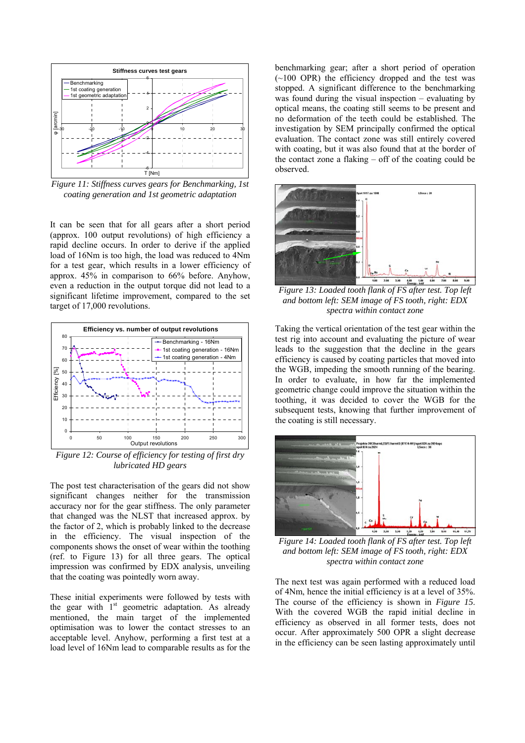Figure 11: Stiffness curves gears for Benchmarking, 1st coating generation and 1st geometric adaptation

It can be seen that for all gears after a short period (approx. 100 output revolutions) of high efficiency a rapid decline occurs. In order to derive if the applied load of 16Nm is too high, the load was reduced to 4Nm for a test gear, which results in a lower efficiency of approx. 45% in comparison to 66% before. Anyhow, even a reduction in the output torque did not lead to a significant lifetime improvement, compared to the set target of 17,000 revolutions.

Figure 12: Course of efficiency for testing of first dry lubricated HD gears

The post test characterisation of the gears did not show significant changes neither for the transmission accuracy nor for the gear stiffness. The only parameter that changed was the NLST that increased approx. by the factor of 2, which is probably linked to the decrease in the efficiency. The visual inspection of the components shows the onset of wear within the toothing (ref. to Figure 13) for all three gears. The optical impression was confirmed by EDX analysis, unveiling that the coating was pointedly worn away.

These initial experiments were followed by tests with the gear with 1st geometric adaptation. As already mentioned, the main target of the implemented optimisation was to lower the contact stresses to an acceptable level. Anyhow, performing a first test at a load level of 16Nm lead to comparable results as for the benchmarking gear; after a short period of operation (~100 OPR) the efficiency dropped and the test was stopped. A significant difference to the benchmarking was found during the visual inspection – evaluating by optical means, the coating still seems to be present and no deformation of the teeth could be established. The investigation by SEM principally confirmed the optical evaluation. The contact zone was still entirely covered with coating, but it was also found that at the border of the contact zone a flaking – off of the coating could be observed.

Figure 13: Loaded tooth flank of FS after test. Top left and bottom left: SEM image of FS tooth, right: EDX spectra within contact zone

Taking the vertical orientation of the test gear within the test rig into account and evaluating the picture of wear leads to the suggestion that the decline in the gears efficiency is caused by coating particles that moved into the WGB, impeding the smooth running of the bearing. In order to evaluate, in how far the implemented geometric change could improve the situation within the toothing, it was decided to cover the WGB for the subsequent tests, knowing that further improvement of the coating is still necessary.

Figure 14: Loaded tooth flank of FS after test. Top left and bottom left: SEM image of FS tooth, right: EDX spectra within contact zone

The next test was again performed with a reduced load of 4Nm, hence the initial efficiency is at a level of 35%. The course of the efficiency is shown in *Figure 15*. With the covered WGB the rapid initial decline in efficiency as observed in all former tests, does not occur. After approximately 500 OPR a slight decrease in the efficiency can be seen lasting approximately until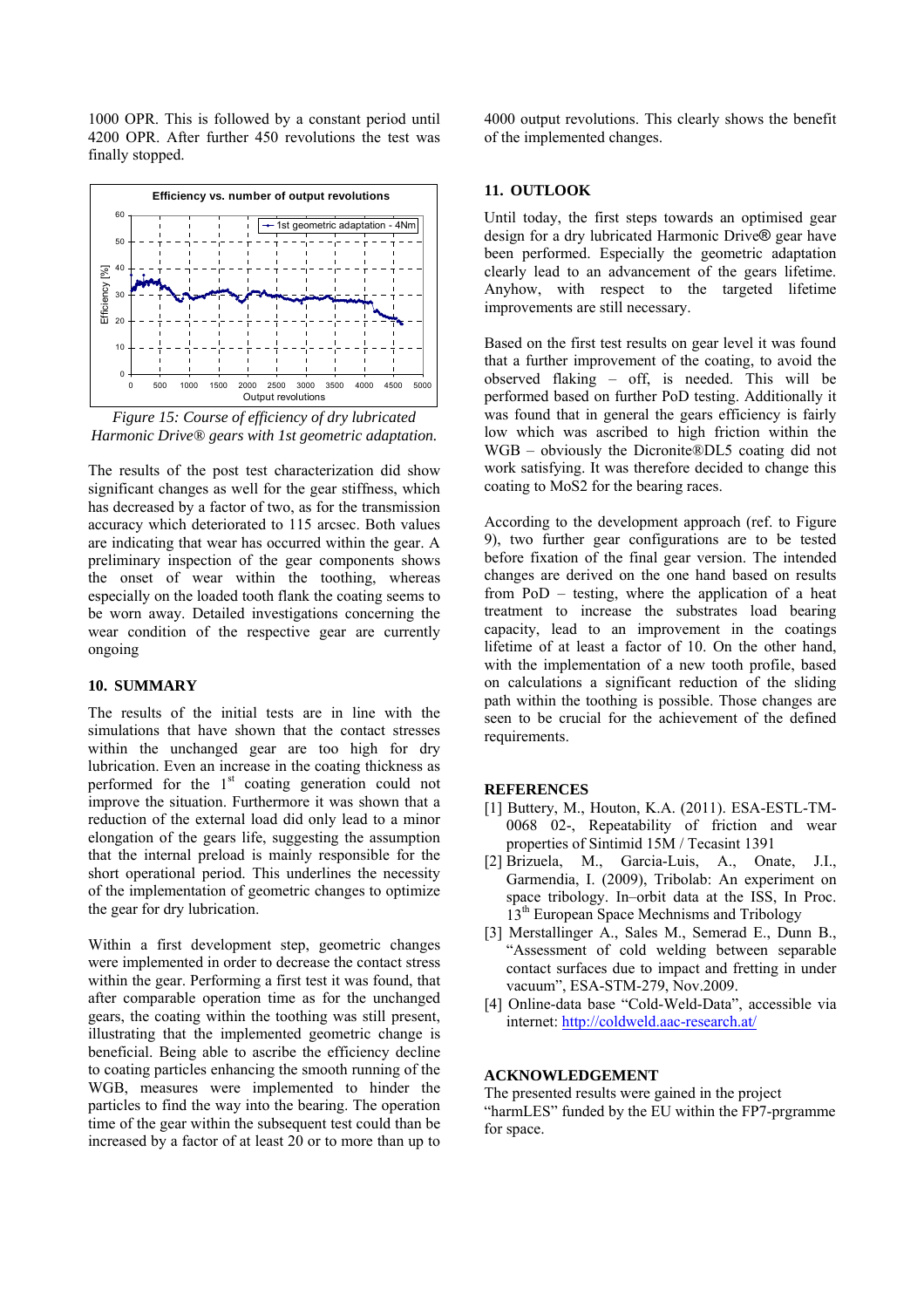1000 OPR. This is followed by a constant period until 4200 OPR. After further 450 revolutions the test was finally stopped.

Efficiency vs. number of output revolutions

1st geometric adaptation - 4Nm

Efficiency [%]

60
50
40
30
20
10
0

0 500 1000 1500 2000 2500 3000 3500 4000 4500 5000

Output revolutions

*Figure 15: Course of efficiency of dry lubricated Harmonic Drive® gears with 1st geometric adaptation.*

The results of the post test characterization did show significant changes as well for the gear stiffness, which has decreased by a factor of two, as for the transmission accuracy which deteriorated to 115 arcsec. Both values are indicating that wear has occurred within the gear. A preliminary inspection of the gear components shows the onset of wear within the toothing, whereas especially on the loaded tooth flank the coating seems to be worn away. Detailed investigations concerning the wear condition of the respective gear are currently ongoing

## 10. SUMMARY

The results of the initial tests are in line with the simulations that have shown that the contact stresses within the unchanged gear are too high for dry lubrication. Even an increase in the coating thickness as performed for the 1st coating generation could not improve the situation. Furthermore it was shown that a reduction of the external load did only lead to a minor elongation of the gears life, suggesting the assumption that the internal preload is mainly responsible for the short operational period. This underlines the necessity of the implementation of geometric changes to optimize the gear for dry lubrication.

Within a first development step, geometric changes were implemented in order to decrease the contact stress within the gear. Performing a first test it was found, that after comparable operation time as for the unchanged gears, the coating within the toothing was still present, illustrating that the implemented geometric change is beneficial. Being able to ascribe the efficiency decline to coating particles enhancing the smooth running of the WGB, measures were implemented to hinder the particles to find the way into the bearing. The operation time of the gear within the subsequent test could than be increased by a factor of at least 20 or to more than up to 4000 output revolutions. This clearly shows the benefit of the implemented changes.

## 11. OUTLOOK

Until today, the first steps towards an optimised gear design for a dry lubricated Harmonic Drive® gear have been performed. Especially the geometric adaptation clearly lead to an advancement of the gears lifetime. Anyhow, with respect to the targeted lifetime improvements are still necessary.

Based on the first test results on gear level it was found that a further improvement of the coating, to avoid the observed flaking – off, is needed. This will be performed based on further PoD testing. Additionally it was found that in general the gears efficiency is fairly low which was ascribed to high friction within the WGB – obviously the Dicronite®DL5 coating did not work satisfying. It was therefore decided to change this coating to $MoS_2$ for the bearing races.

According to the development approach (ref. to Figure 9), two further gear configurations are to be tested before fixation of the final gear version. The intended changes are derived on the one hand based on results from PoD – testing, where the application of a heat treatment to increase the substrates load bearing capacity, lead to an improvement in the coatings lifetime of at least a factor of 10. On the other hand, with the implementation of a new tooth profile, based on calculations a significant reduction of the sliding path within the toothing is possible. Those changes are seen to be crucial for the achievement of the defined requirements.

## REFERENCES

[1] Buttery, M., Houton, K.A. (2011). ESA-ESTL-TM-0068 02-, Repeatability of friction and wear properties of Sintimid 15M / Tecasint 1391

[2] Brizuela, M., Garcia-Luis, A., Onate, J.I., Garmendia, I. (2009), Tribolab: An experiment on space tribology. In–orbit data at the ISS, In Proc. 13th European Space Mechnisms and Tribology

[3] Merstallinger A., Sales M., Semerad E., Dunn B., "Assessment of cold welding between separable contact surfaces due to impact and fretting in under vacuum", ESA-STM-279, Nov.2009.

[4] Online-data base "Cold-Weld-Data", accessible via internet: http://coldweld.aac-research.at/

## ACKNOWLEDGEMENT

The presented results were gained in the project "harmLES" funded by the EU within the FP7-prgramme for space.